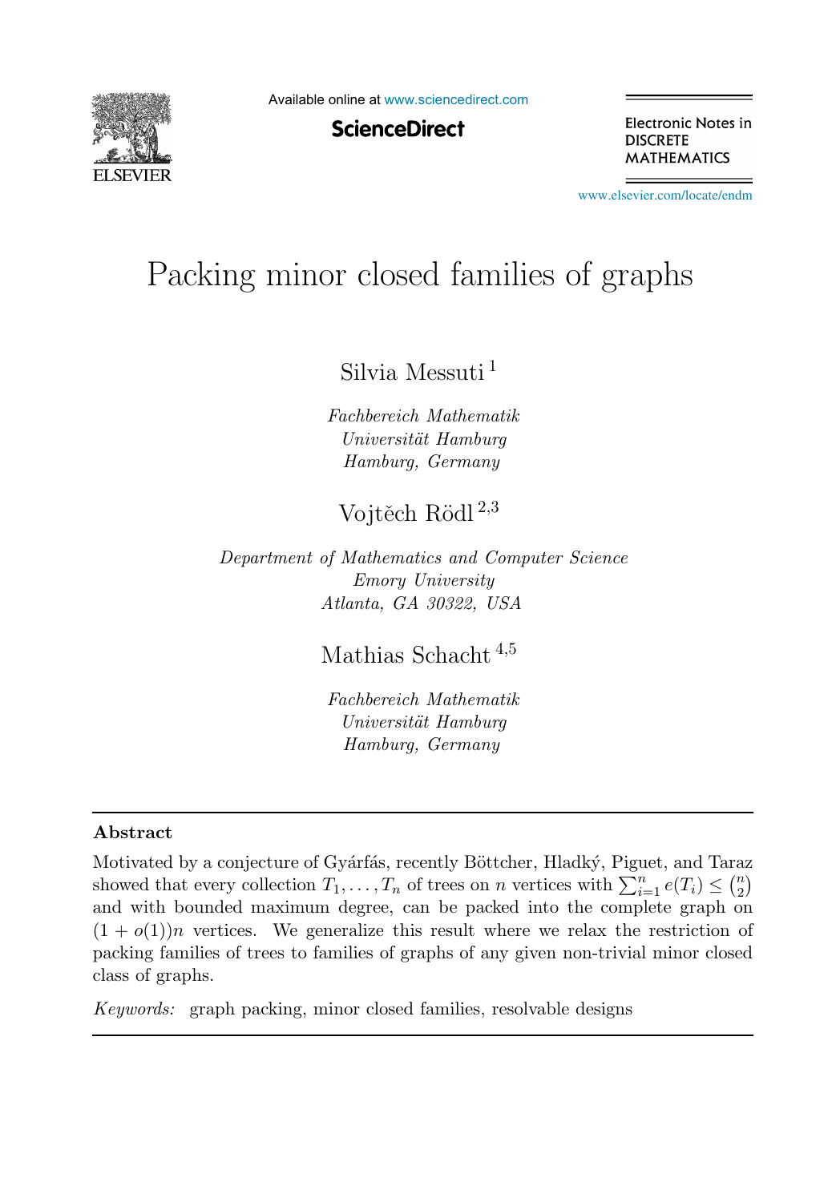# Packing minor closed families of graphs

Silvia Messuti [1]

*Fachbereich Mathematik*
*Universität Hamburg*
*Hamburg, Germany*

Vojtěch Rödl [2,3]

*Department of Mathematics and Computer Science*
*Emory University*
*Atlanta, GA 30322, USA*

Mathias Schacht [4,5]

*Fachbereich Mathematik*
*Universität Hamburg*
*Hamburg, Germany*

---

## Abstract

Motivated by a conjecture of Gyárfás, recently Böttcher, Hladký, Piguet, and Taraz showed that every collection $T_1, \ldots, T_n$ of trees on $n$ vertices with $\sum_{i=1}^{n} e(T_i) \leq \binom{n}{2}$ and with bounded maximum degree, can be packed into the complete graph on $(1 + o(1))n$ vertices. We generalize this result where we relax the restriction of packing families of trees to families of graphs of any given non-trivial minor closed class of graphs.

*Keywords:* graph packing, minor closed families, resolvable designs

---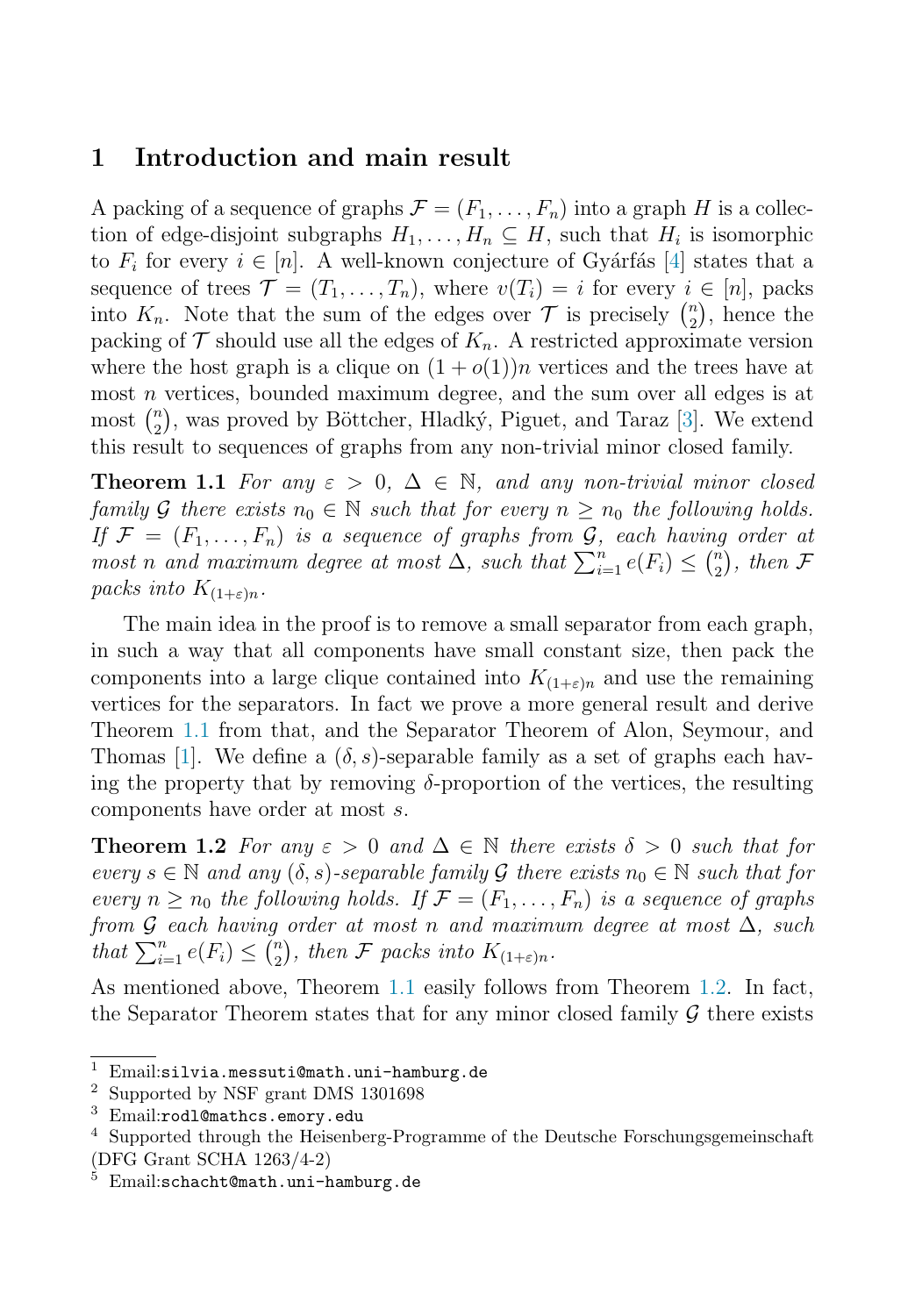## 1 Introduction and main result

A packing of a sequence of graphs $\mathcal{F} = (F_1, \ldots, F_n)$ into a graph $H$ is a collection of edge-disjoint subgraphs $H_1, \ldots, H_n \subseteq H$, such that $H_i$ is isomorphic to $F_i$ for every $i \in [n]$. A well-known conjecture of Gyárfás [4] states that a sequence of trees $\mathcal{T} = (T_1, \ldots, T_n)$, where $v(T_i) = i$ for every $i \in [n]$, packs into $K_n$. Note that the sum of the edges over $\mathcal{T}$ is precisely $\binom{n}{2}$, hence the packing of $\mathcal{T}$ should use all the edges of $K_n$. A restricted approximate version where the host graph is a clique on $(1 + o(1))n$ vertices and the trees have at most $n$ vertices, bounded maximum degree, and the sum over all edges is at most $\binom{n}{2}$, was proved by Böttcher, Hladký, Piguet, and Taraz [3]. We extend this result to sequences of graphs from any non-trivial minor closed family.

**Theorem 1.1** *For any $\varepsilon > 0$, $\Delta \in \mathbb{N}$, and any non-trivial minor closed family $\mathcal{G}$ there exists $n_0 \in \mathbb{N}$ such that for every $n \geq n_0$ the following holds. If $\mathcal{F} = (F_1, \ldots, F_n)$ is a sequence of graphs from $\mathcal{G}$, each having order at most $n$ and maximum degree at most $\Delta$, such that $\sum_{i=1}^{n} e(F_i) \leq \binom{n}{2}$, then $\mathcal{F}$ packs into $K_{(1+\varepsilon)n}$.*

The main idea in the proof is to remove a small separator from each graph, in such a way that all components have small constant size, then pack the components into a large clique contained into $K_{(1+\varepsilon)n}$ and use the remaining vertices for the separators. In fact we prove a more general result and derive Theorem 1.1 from that, and the Separator Theorem of Alon, Seymour, and Thomas [1]. We define a $(\delta, s)$-separable family as a set of graphs each having the property that by removing $\delta$-proportion of the vertices, the resulting components have order at most $s$.

**Theorem 1.2** *For any $\varepsilon > 0$ and $\Delta \in \mathbb{N}$ there exists $\delta > 0$ such that for every $s \in \mathbb{N}$ and any $(\delta, s)$-separable family $\mathcal{G}$ there exists $n_0 \in \mathbb{N}$ such that for every $n \geq n_0$ the following holds. If $\mathcal{F} = (F_1, \ldots, F_n)$ is a sequence of graphs from $\mathcal{G}$ each having order at most $n$ and maximum degree at most $\Delta$, such that $\sum_{i=1}^{n} e(F_i) \leq \binom{n}{2}$, then $\mathcal{F}$ packs into $K_{(1+\varepsilon)n}$.*

As mentioned above, Theorem 1.1 easily follows from Theorem 1.2. In fact, the Separator Theorem states that for any minor closed family $\mathcal{G}$ there exists

---

[1] Email:silvia.messuti@math.uni-hamburg.de

[2] Supported by NSF grant DMS 1301698

[3] Email:rodl@mathcs.emory.edu

[4] Supported through the Heisenberg-Programme of the Deutsche Forschungsgemeinschaft (DFG Grant SCHA 1263/4-2)

[5] Email:schacht@math.uni-hamburg.de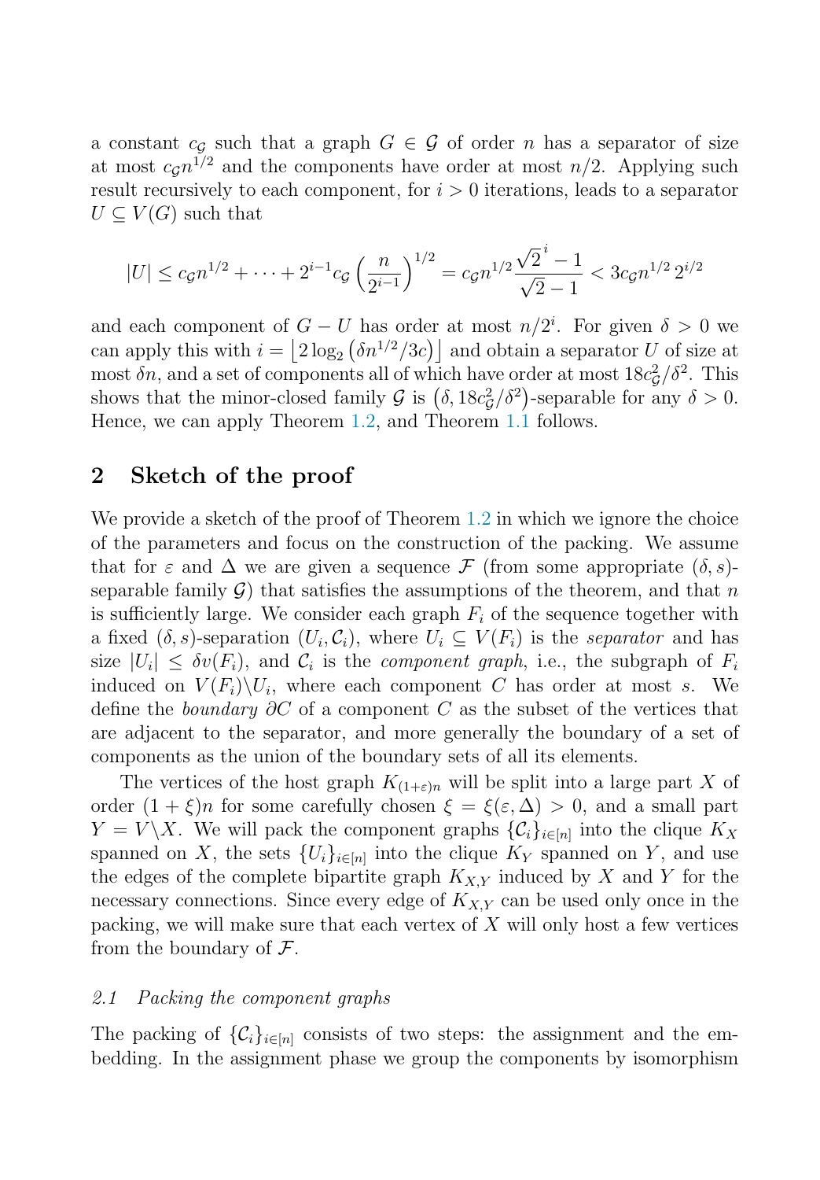a constant $c_{\mathcal{G}}$ such that a graph $G \in \mathcal{G}$ of order $n$ has a separator of size at most $c_{\mathcal{G}} n^{1/2}$ and the components have order at most $n/2$. Applying such result recursively to each component, for $i > 0$ iterations, leads to a separator $U \subseteq V(G)$ such that

$$|U| \leq c_{\mathcal{G}} n^{1/2} + \cdots + 2^{i-1} c_{\mathcal{G}} \left( \frac{n}{2^{i-1}} \right)^{1/2} = c_{\mathcal{G}} n^{1/2} \frac{\sqrt{2}^i - 1}{\sqrt{2} - 1} < 3 c_{\mathcal{G}} n^{1/2}\, 2^{i/2}$$

and each component of $G - U$ has order at most $n/2^i$. For given $\delta > 0$ we can apply this with $i = \left\lfloor 2 \log_2 \left( \delta n^{1/2} / 3c \right) \right\rfloor$ and obtain a separator $U$ of size at most $\delta n$, and a set of components all of which have order at most $18 c_{\mathcal{G}}^2 / \delta^2$. This shows that the minor-closed family $\mathcal{G}$ is $\left(\delta, 18 c_{\mathcal{G}}^2/\delta^2\right)$-separable for any $\delta > 0$. Hence, we can apply Theorem 1.2, and Theorem 1.1 follows.

## 2 Sketch of the proof

We provide a sketch of the proof of Theorem 1.2 in which we ignore the choice of the parameters and focus on the construction of the packing. We assume that for $\varepsilon$ and $\Delta$ we are given a sequence $\mathcal{F}$ (from some appropriate $(\delta, s)$-separable family $\mathcal{G}$) that satisfies the assumptions of the theorem, and that $n$ is sufficiently large. We consider each graph $F_i$ of the sequence together with a fixed $(\delta, s)$-separation $(U_i, \mathcal{C}_i)$, where $U_i \subseteq V(F_i)$ is the *separator* and has size $|U_i| \leq \delta v(F_i)$, and $\mathcal{C}_i$ is the *component graph*, i.e., the subgraph of $F_i$ induced on $V(F_i) \backslash U_i$, where each component $C$ has order at most $s$. We define the *boundary* $\partial C$ of a component $C$ as the subset of the vertices that are adjacent to the separator, and more generally the boundary of a set of components as the union of the boundary sets of all its elements.

The vertices of the host graph $K_{(1+\varepsilon)n}$ will be split into a large part $X$ of order $(1+\xi)n$ for some carefully chosen $\xi = \xi(\varepsilon, \Delta) > 0$, and a small part $Y = V \backslash X$. We will pack the component graphs $\{\mathcal{C}_i\}_{i \in [n]}$ into the clique $K_X$ spanned on $X$, the sets $\{U_i\}_{i \in [n]}$ into the clique $K_Y$ spanned on $Y$, and use the edges of the complete bipartite graph $K_{X,Y}$ induced by $X$ and $Y$ for the necessary connections. Since every edge of $K_{X,Y}$ can be used only once in the packing, we will make sure that each vertex of $X$ will only host a few vertices from the boundary of $\mathcal{F}$.

### *2.1 Packing the component graphs*

The packing of $\{\mathcal{C}_i\}_{i \in [n]}$ consists of two steps: the assignment and the embedding. In the assignment phase we group the components by isomorphism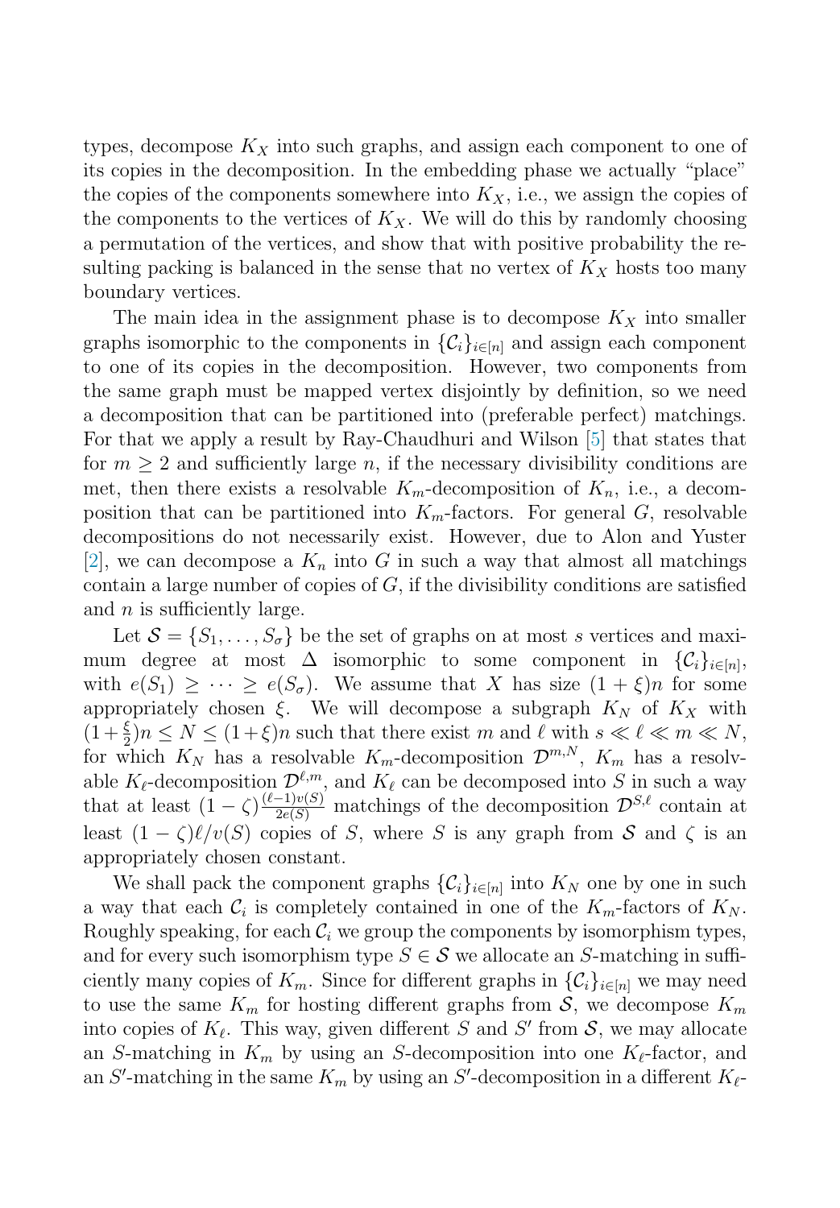types, decompose $K_X$ into such graphs, and assign each component to one of its copies in the decomposition. In the embedding phase we actually "place" the copies of the components somewhere into $K_X$, i.e., we assign the copies of the components to the vertices of $K_X$. We will do this by randomly choosing a permutation of the vertices, and show that with positive probability the resulting packing is balanced in the sense that no vertex of $K_X$ hosts too many boundary vertices.

The main idea in the assignment phase is to decompose $K_X$ into smaller graphs isomorphic to the components in $\{\mathcal{C}_i\}_{i\in[n]}$ and assign each component to one of its copies in the decomposition. However, two components from the same graph must be mapped vertex disjointly by definition, so we need a decomposition that can be partitioned into (preferable perfect) matchings. For that we apply a result by Ray-Chaudhuri and Wilson [5] that states that for $m \geq 2$ and sufficiently large $n$, if the necessary divisibility conditions are met, then there exists a resolvable $K_m$-decomposition of $K_n$, i.e., a decomposition that can be partitioned into $K_m$-factors. For general $G$, resolvable decompositions do not necessarily exist. However, due to Alon and Yuster [2], we can decompose a $K_n$ into $G$ in such a way that almost all matchings contain a large number of copies of $G$, if the divisibility conditions are satisfied and $n$ is sufficiently large.

Let $\mathcal{S} = \{S_1, \ldots, S_\sigma\}$ be the set of graphs on at most $s$ vertices and maximum degree at most $\Delta$ isomorphic to some component in $\{\mathcal{C}_i\}_{i\in[n]}$, with $e(S_1) \geq \cdots \geq e(S_\sigma)$. We assume that $X$ has size $(1+\xi)n$ for some appropriately chosen $\xi$. We will decompose a subgraph $K_N$ of $K_X$ with $(1+\frac{\xi}{2})n \leq N \leq (1+\xi)n$ such that there exist $m$ and $\ell$ with $s \ll \ell \ll m \ll N$, for which $K_N$ has a resolvable $K_m$-decomposition $\mathcal{D}^{m,N}$, $K_m$ has a resolvable $K_\ell$-decomposition $\mathcal{D}^{\ell,m}$, and $K_\ell$ can be decomposed into $S$ in such a way that at least $(1-\zeta)\frac{(\ell-1)v(S)}{2e(S)}$ matchings of the decomposition $\mathcal{D}^{S,\ell}$ contain at least $(1-\zeta)\ell/v(S)$ copies of $S$, where $S$ is any graph from $\mathcal{S}$ and $\zeta$ is an appropriately chosen constant.

We shall pack the component graphs $\{\mathcal{C}_i\}_{i\in[n]}$ into $K_N$ one by one in such a way that each $\mathcal{C}_i$ is completely contained in one of the $K_m$-factors of $K_N$. Roughly speaking, for each $\mathcal{C}_i$ we group the components by isomorphism types, and for every such isomorphism type $S \in \mathcal{S}$ we allocate an $S$-matching in sufficiently many copies of $K_m$. Since for different graphs in $\{\mathcal{C}_i\}_{i\in[n]}$ we may need to use the same $K_m$ for hosting different graphs from $\mathcal{S}$, we decompose $K_m$ into copies of $K_\ell$. This way, given different $S$ and $S'$ from $\mathcal{S}$, we may allocate an $S$-matching in $K_m$ by using an $S$-decomposition into one $K_\ell$-factor, and an $S'$-matching in the same $K_m$ by using an $S'$-decomposition in a different $K_\ell$-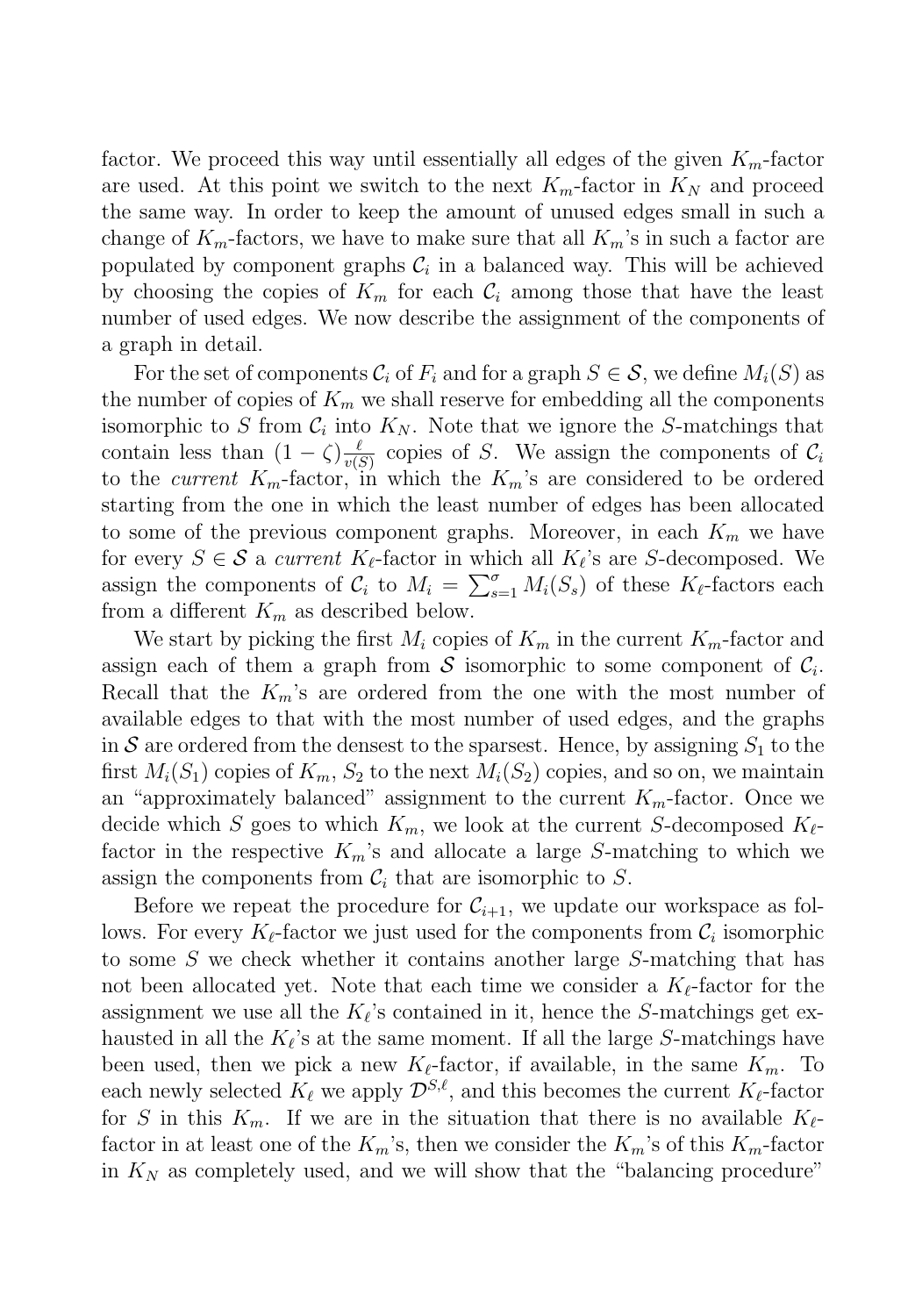factor. We proceed this way until essentially all edges of the given $K_m$-factor are used. At this point we switch to the next $K_m$-factor in $K_N$ and proceed the same way. In order to keep the amount of unused edges small in such a change of $K_m$-factors, we have to make sure that all $K_m$'s in such a factor are populated by component graphs $\mathcal{C}_i$ in a balanced way. This will be achieved by choosing the copies of $K_m$ for each $\mathcal{C}_i$ among those that have the least number of used edges. We now describe the assignment of the components of a graph in detail.

For the set of components $\mathcal{C}_i$ of $F_i$ and for a graph $S \in \mathcal{S}$, we define $M_i(S)$ as the number of copies of $K_m$ we shall reserve for embedding all the components isomorphic to $S$ from $\mathcal{C}_i$ into $K_N$. Note that we ignore the $S$-matchings that contain less than $(1-\zeta)\frac{\ell}{v(S)}$ copies of $S$. We assign the components of $\mathcal{C}_i$ to the *current* $K_m$-factor, in which the $K_m$'s are considered to be ordered starting from the one in which the least number of edges has been allocated to some of the previous component graphs. Moreover, in each $K_m$ we have for every $S \in \mathcal{S}$ a *current* $K_\ell$-factor in which all $K_\ell$'s are $S$-decomposed. We assign the components of $\mathcal{C}_i$ to $M_i = \sum_{s=1}^{\sigma} M_i(S_s)$ of these $K_\ell$-factors each from a different $K_m$ as described below.

We start by picking the first $M_i$ copies of $K_m$ in the current $K_m$-factor and assign each of them a graph from $\mathcal{S}$ isomorphic to some component of $\mathcal{C}_i$. Recall that the $K_m$'s are ordered from the one with the most number of available edges to that with the most number of used edges, and the graphs in $\mathcal{S}$ are ordered from the densest to the sparsest. Hence, by assigning $S_1$ to the first $M_i(S_1)$ copies of $K_m$, $S_2$ to the next $M_i(S_2)$ copies, and so on, we maintain an "approximately balanced" assignment to the current $K_m$-factor. Once we decide which $S$ goes to which $K_m$, we look at the current $S$-decomposed $K_\ell$-factor in the respective $K_m$'s and allocate a large $S$-matching to which we assign the components from $\mathcal{C}_i$ that are isomorphic to $S$.

Before we repeat the procedure for $\mathcal{C}_{i+1}$, we update our workspace as follows. For every $K_\ell$-factor we just used for the components from $\mathcal{C}_i$ isomorphic to some $S$ we check whether it contains another large $S$-matching that has not been allocated yet. Note that each time we consider a $K_\ell$-factor for the assignment we use all the $K_\ell$'s contained in it, hence the $S$-matchings get exhausted in all the $K_\ell$'s at the same moment. If all the large $S$-matchings have been used, then we pick a new $K_\ell$-factor, if available, in the same $K_m$. To each newly selected $K_\ell$ we apply $\mathcal{D}^{S,\ell}$, and this becomes the current $K_\ell$-factor for $S$ in this $K_m$. If we are in the situation that there is no available $K_\ell$-factor in at least one of the $K_m$'s, then we consider the $K_m$'s of this $K_m$-factor in $K_N$ as completely used, and we will show that the "balancing procedure"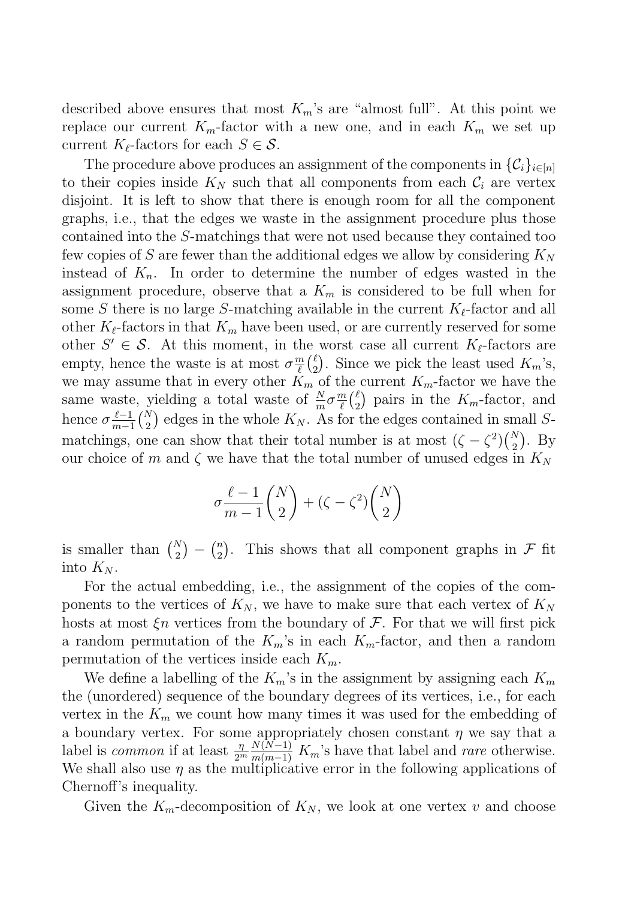described above ensures that most $K_m$'s are "almost full". At this point we replace our current $K_m$-factor with a new one, and in each $K_m$ we set up current $K_\ell$-factors for each $S \in \mathcal{S}$.

The procedure above produces an assignment of the components in $\{\mathcal{C}_i\}_{i\in[n]}$ to their copies inside $K_N$ such that all components from each $\mathcal{C}_i$ are vertex disjoint. It is left to show that there is enough room for all the component graphs, i.e., that the edges we waste in the assignment procedure plus those contained into the $S$-matchings that were not used because they contained too few copies of $S$ are fewer than the additional edges we allow by considering $K_N$ instead of $K_n$. In order to determine the number of edges wasted in the assignment procedure, observe that a $K_m$ is considered to be full when for some $S$ there is no large $S$-matching available in the current $K_\ell$-factor and all other $K_\ell$-factors in that $K_m$ have been used, or are currently reserved for some other $S' \in \mathcal{S}$. At this moment, in the worst case all current $K_\ell$-factors are empty, hence the waste is at most $\sigma \frac{m}{\ell}\binom{\ell}{2}$. Since we pick the least used $K_m$'s, we may assume that in every other $K_m$ of the current $K_m$-factor we have the same waste, yielding a total waste of $\frac{N}{m}\sigma\frac{m}{\ell}\binom{\ell}{2}$ pairs in the $K_m$-factor, and hence $\sigma\frac{\ell-1}{m-1}\binom{N}{2}$ edges in the whole $K_N$. As for the edges contained in small $S$-matchings, one can show that their total number is at most $(\zeta - \zeta^2)\binom{N}{2}$. By our choice of $m$ and $\zeta$ we have that the total number of unused edges in $K_N$

$$\sigma\frac{\ell-1}{m-1}\binom{N}{2} + (\zeta - \zeta^2)\binom{N}{2}$$

is smaller than $\binom{N}{2} - \binom{n}{2}$. This shows that all component graphs in $\mathcal{F}$ fit into $K_N$.

For the actual embedding, i.e., the assignment of the copies of the components to the vertices of $K_N$, we have to make sure that each vertex of $K_N$ hosts at most $\xi n$ vertices from the boundary of $\mathcal{F}$. For that we will first pick a random permutation of the $K_m$'s in each $K_m$-factor, and then a random permutation of the vertices inside each $K_m$.

We define a labelling of the $K_m$'s in the assignment by assigning each $K_m$ the (unordered) sequence of the boundary degrees of its vertices, i.e., for each vertex in the $K_m$ we count how many times it was used for the embedding of a boundary vertex. For some appropriately chosen constant $\eta$ we say that a label is *common* if at least $\frac{\eta}{2^m}\frac{N(N-1)}{m(m-1)}$ $K_m$'s have that label and *rare* otherwise. We shall also use $\eta$ as the multiplicative error in the following applications of Chernoff's inequality.

Given the $K_m$-decomposition of $K_N$, we look at one vertex $v$ and choose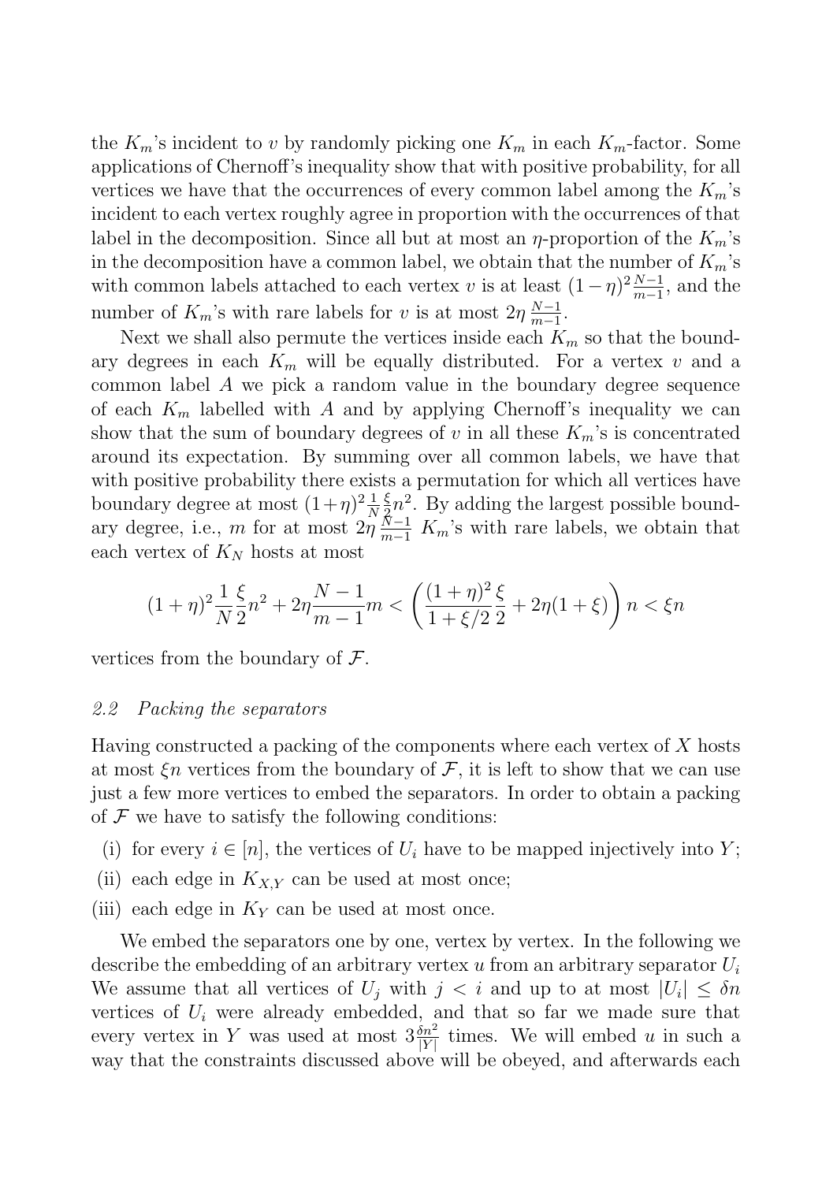the $K_m$'s incident to $v$ by randomly picking one $K_m$ in each $K_m$-factor. Some applications of Chernoff's inequality show that with positive probability, for all vertices we have that the occurrences of every common label among the $K_m$'s incident to each vertex roughly agree in proportion with the occurrences of that label in the decomposition. Since all but at most an $\eta$-proportion of the $K_m$'s in the decomposition have a common label, we obtain that the number of $K_m$'s with common labels attached to each vertex $v$ is at least $(1-\eta)^2\frac{N-1}{m-1}$, and the number of $K_m$'s with rare labels for $v$ is at most $2\eta\,\frac{N-1}{m-1}$.

Next we shall also permute the vertices inside each $K_m$ so that the boundary degrees in each $K_m$ will be equally distributed. For a vertex $v$ and a common label $A$ we pick a random value in the boundary degree sequence of each $K_m$ labelled with $A$ and by applying Chernoff's inequality we can show that the sum of boundary degrees of $v$ in all these $K_m$'s is concentrated around its expectation. By summing over all common labels, we have that with positive probability there exists a permutation for which all vertices have boundary degree at most $(1+\eta)^2\frac{1}{N}\frac{\xi}{2}n^2$. By adding the largest possible boundary degree, i.e., $m$ for at most $2\eta\,\frac{N-1}{m-1}$ $K_m$'s with rare labels, we obtain that each vertex of $K_N$ hosts at most

$$(1+\eta)^2\frac{1}{N}\frac{\xi}{2}n^2 + 2\eta\frac{N-1}{m-1}m < \left(\frac{(1+\eta)^2}{1+\xi/2}\frac{\xi}{2} + 2\eta(1+\xi)\right)n < \xi n$$

vertices from the boundary of $\mathcal{F}$.

### *2.2 Packing the separators*

Having constructed a packing of the components where each vertex of $X$ hosts at most $\xi n$ vertices from the boundary of $\mathcal{F}$, it is left to show that we can use just a few more vertices to embed the separators. In order to obtain a packing of $\mathcal{F}$ we have to satisfy the following conditions:

(i) for every $i \in [n]$, the vertices of $U_i$ have to be mapped injectively into $Y$;

(ii) each edge in $K_{X,Y}$ can be used at most once;

(iii) each edge in $K_Y$ can be used at most once.

We embed the separators one by one, vertex by vertex. In the following we describe the embedding of an arbitrary vertex $u$ from an arbitrary separator $U_i$ We assume that all vertices of $U_j$ with $j < i$ and up to at most $|U_i| \le \delta n$ vertices of $U_i$ were already embedded, and that so far we made sure that every vertex in $Y$ was used at most $3\frac{\delta n^2}{|Y|}$ times. We will embed $u$ in such a way that the constraints discussed above will be obeyed, and afterwards each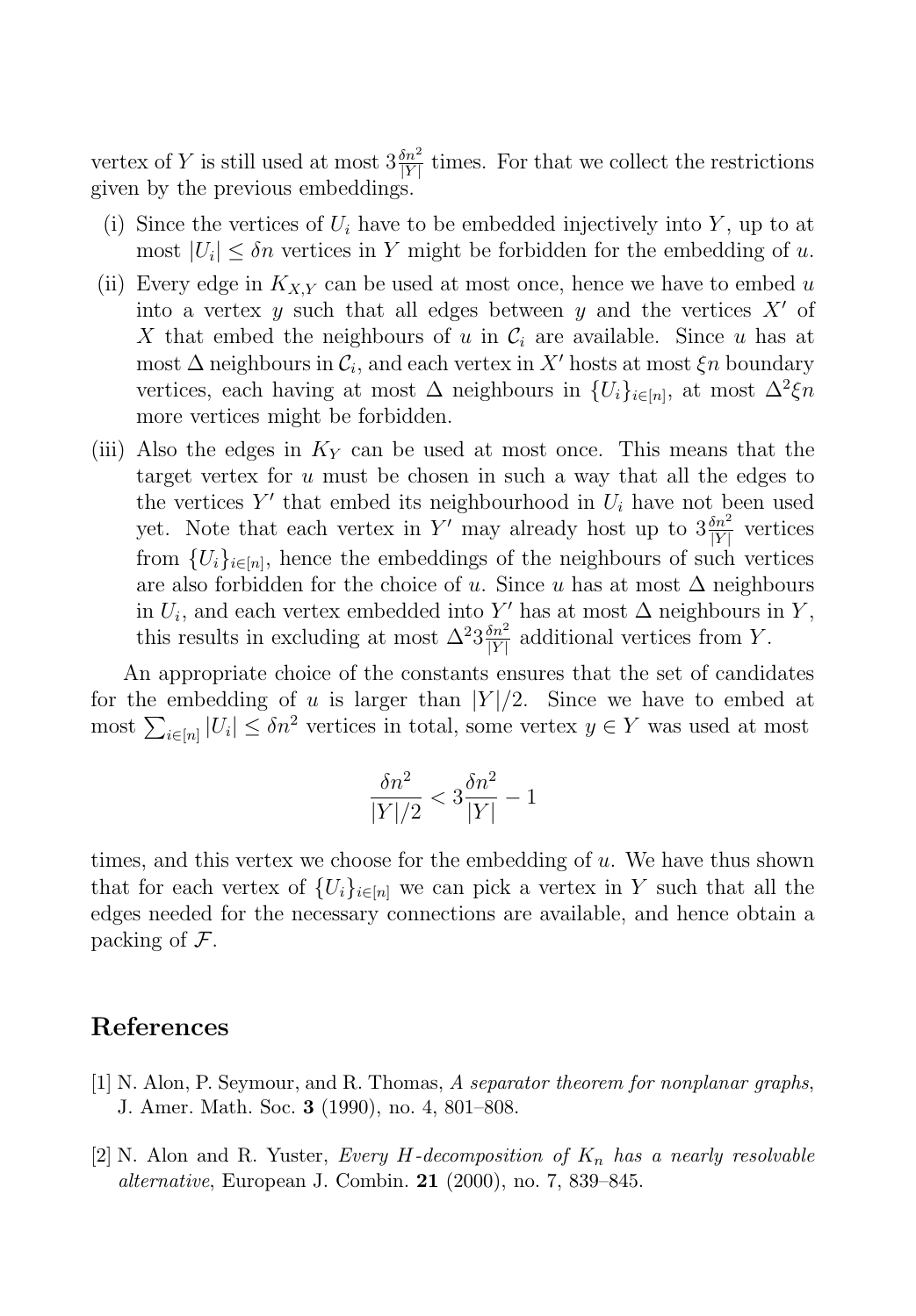vertex of $Y$ is still used at most $3\frac{\delta n^2}{|Y|}$ times. For that we collect the restrictions given by the previous embeddings.

(i) Since the vertices of $U_i$ have to be embedded injectively into $Y$, up to at most $|U_i| \leq \delta n$ vertices in $Y$ might be forbidden for the embedding of $u$.

(ii) Every edge in $K_{X,Y}$ can be used at most once, hence we have to embed $u$ into a vertex $y$ such that all edges between $y$ and the vertices $X'$ of $X$ that embed the neighbours of $u$ in $\mathcal{C}_i$ are available. Since $u$ has at most $\Delta$ neighbours in $\mathcal{C}_i$, and each vertex in $X'$ hosts at most $\xi n$ boundary vertices, each having at most $\Delta$ neighbours in $\{U_i\}_{i\in[n]}$, at most $\Delta^2 \xi n$ more vertices might be forbidden.

(iii) Also the edges in $K_Y$ can be used at most once. This means that the target vertex for $u$ must be chosen in such a way that all the edges to the vertices $Y'$ that embed its neighbourhood in $U_i$ have not been used yet. Note that each vertex in $Y'$ may already host up to $3\frac{\delta n^2}{|Y|}$ vertices from $\{U_i\}_{i\in[n]}$, hence the embeddings of the neighbours of such vertices are also forbidden for the choice of $u$. Since $u$ has at most $\Delta$ neighbours in $U_i$, and each vertex embedded into $Y'$ has at most $\Delta$ neighbours in $Y$, this results in excluding at most $\Delta^2 3\frac{\delta n^2}{|Y|}$ additional vertices from $Y$.

An appropriate choice of the constants ensures that the set of candidates for the embedding of $u$ is larger than $|Y|/2$. Since we have to embed at most $\sum_{i\in[n]} |U_i| \leq \delta n^2$ vertices in total, some vertex $y \in Y$ was used at most

$$\frac{\delta n^2}{|Y|/2} < 3\frac{\delta n^2}{|Y|} - 1$$

times, and this vertex we choose for the embedding of $u$. We have thus shown that for each vertex of $\{U_i\}_{i\in[n]}$ we can pick a vertex in $Y$ such that all the edges needed for the necessary connections are available, and hence obtain a packing of $\mathcal{F}$.

## References

[1] N. Alon, P. Seymour, and R. Thomas, *A separator theorem for nonplanar graphs*, J. Amer. Math. Soc. **3** (1990), no. 4, 801–808.

[2] N. Alon and R. Yuster, *Every H-decomposition of $K_n$ has a nearly resolvable alternative*, European J. Combin. **21** (2000), no. 7, 839–845.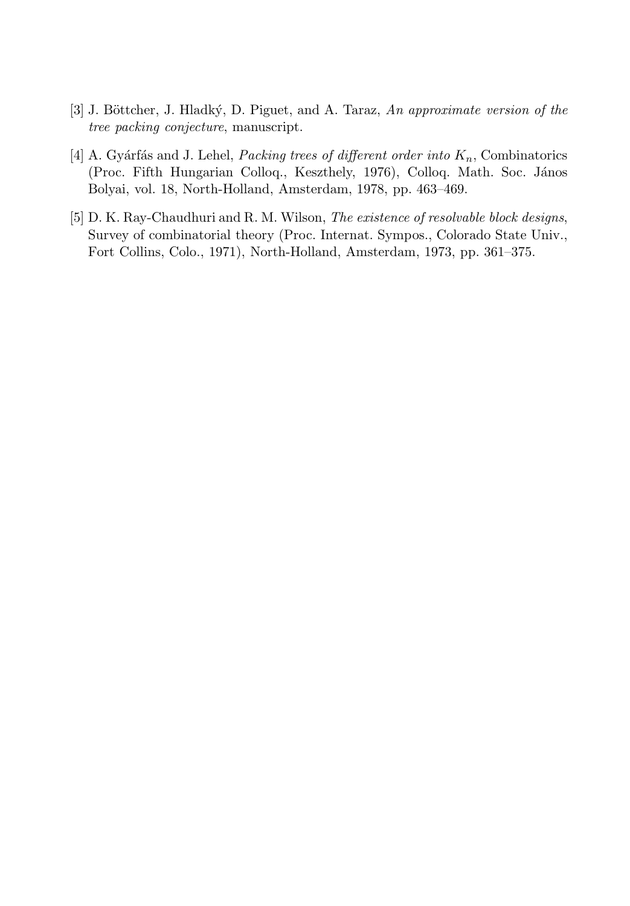[3] J. Böttcher, J. Hladký, D. Piguet, and A. Taraz, *An approximate version of the tree packing conjecture*, manuscript.

[4] A. Gyárfás and J. Lehel, *Packing trees of different order into $K_n$*, Combinatorics (Proc. Fifth Hungarian Colloq., Keszthely, 1976), Colloq. Math. Soc. János Bolyai, vol. 18, North-Holland, Amsterdam, 1978, pp. 463–469.

[5] D. K. Ray-Chaudhuri and R. M. Wilson, *The existence of resolvable block designs*, Survey of combinatorial theory (Proc. Internat. Sympos., Colorado State Univ., Fort Collins, Colo., 1971), North-Holland, Amsterdam, 1973, pp. 361–375.